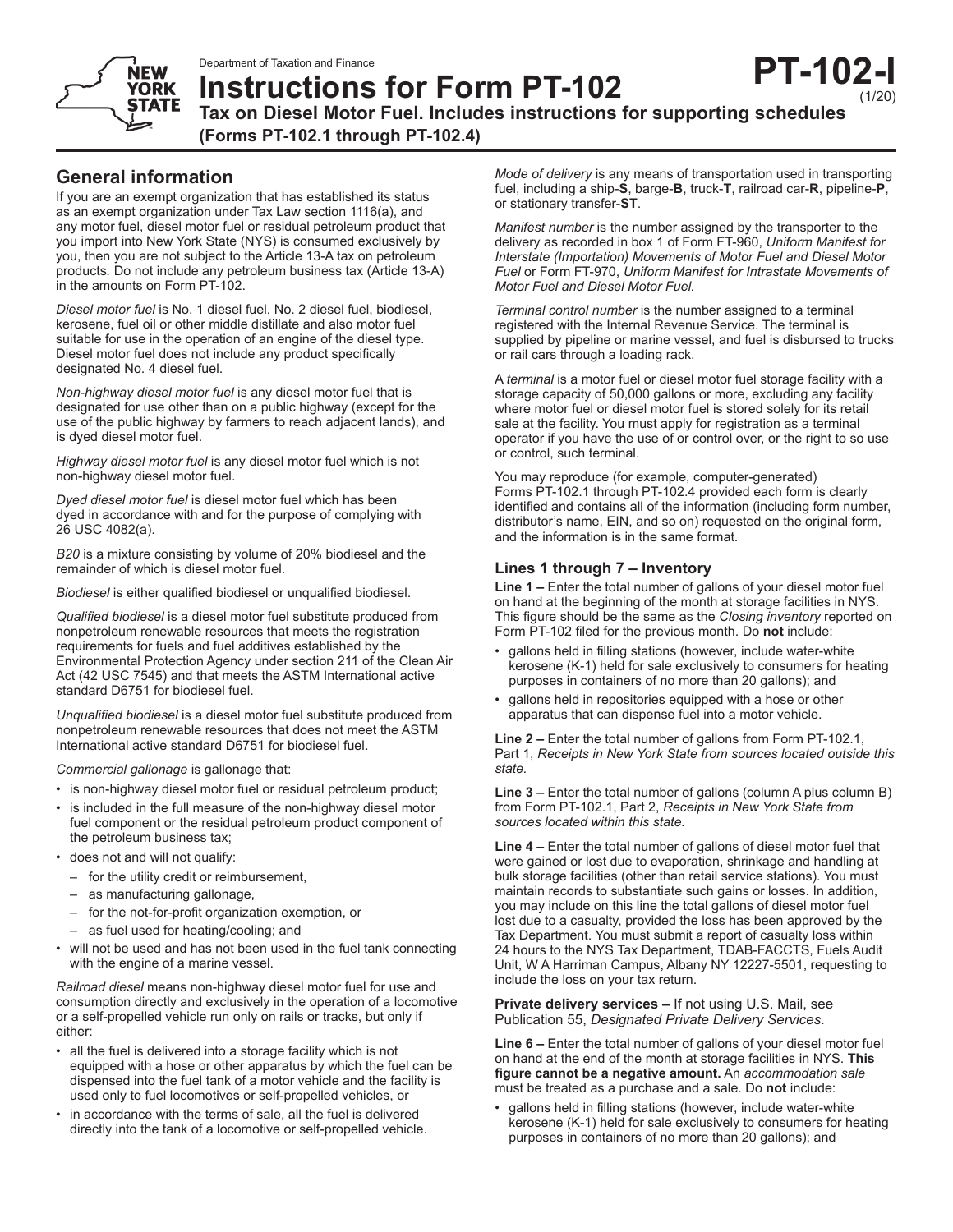Department of Taxation and Finance

# Instructions for Form PT-102

**PT-102-I** (1/20)

## Tax on Diesel Motor Fuel. Includes instructions for supporting schedules (Forms PT-102.1 through PT-102.4)

## General information

If you are an exempt organization that has established its status as an exempt organization under Tax Law section 1116(a), and any motor fuel, diesel motor fuel or residual petroleum product that you import into New York State (NYS) is consumed exclusively by you, then you are not subject to the Article 13-A tax on petroleum products. Do not include any petroleum business tax (Article 13-A) in the amounts on Form PT-102.

*Diesel motor fuel* is No. 1 diesel fuel, No. 2 diesel fuel, biodiesel, kerosene, fuel oil or other middle distillate and also motor fuel suitable for use in the operation of an engine of the diesel type. Diesel motor fuel does not include any product specifically designated No. 4 diesel fuel.

*Non-highway diesel motor fuel* is any diesel motor fuel that is designated for use other than on a public highway (except for the use of the public highway by farmers to reach adjacent lands), and is dyed diesel motor fuel.

*Highway diesel motor fuel* is any diesel motor fuel which is not non-highway diesel motor fuel.

*Dyed diesel motor fuel* is diesel motor fuel which has been dyed in accordance with and for the purpose of complying with 26 USC 4082(a).

*B20* is a mixture consisting by volume of 20% biodiesel and the remainder of which is diesel motor fuel.

*Biodiesel* is either qualified biodiesel or unqualified biodiesel.

*Qualified biodiesel* is a diesel motor fuel substitute produced from nonpetroleum renewable resources that meets the registration requirements for fuels and fuel additives established by the Environmental Protection Agency under section 211 of the Clean Air Act (42 USC 7545) and that meets the ASTM International active standard D6751 for biodiesel fuel.

*Unqualified biodiesel* is a diesel motor fuel substitute produced from nonpetroleum renewable resources that does not meet the ASTM International active standard D6751 for biodiesel fuel.

*Commercial gallonage* is gallonage that:

- is non-highway diesel motor fuel or residual petroleum product;
- is included in the full measure of the non-highway diesel motor fuel component or the residual petroleum product component of the petroleum business tax;
- does not and will not qualify:
  - for the utility credit or reimbursement,
  - as manufacturing gallonage,
  - for the not-for-profit organization exemption, or
  - as fuel used for heating/cooling; and
- will not be used and has not been used in the fuel tank connecting with the engine of a marine vessel.

*Railroad diesel* means non-highway diesel motor fuel for use and consumption directly and exclusively in the operation of a locomotive or a self-propelled vehicle run only on rails or tracks, but only if either:

- all the fuel is delivered into a storage facility which is not equipped with a hose or other apparatus by which the fuel can be dispensed into the fuel tank of a motor vehicle and the facility is used only to fuel locomotives or self-propelled vehicles, or
- in accordance with the terms of sale, all the fuel is delivered directly into the tank of a locomotive or self-propelled vehicle.

*Mode of delivery* is any means of transportation used in transporting fuel, including a ship-**S**, barge-**B**, truck-**T**, railroad car-**R**, pipeline-**P**, or stationary transfer-**ST**.

*Manifest number* is the number assigned by the transporter to the delivery as recorded in box 1 of Form FT-960, *Uniform Manifest for Interstate (Importation) Movements of Motor Fuel and Diesel Motor Fuel* or Form FT-970, *Uniform Manifest for Intrastate Movements of Motor Fuel and Diesel Motor Fuel.*

*Terminal control number* is the number assigned to a terminal registered with the Internal Revenue Service. The terminal is supplied by pipeline or marine vessel, and fuel is disbursed to trucks or rail cars through a loading rack.

A *terminal* is a motor fuel or diesel motor fuel storage facility with a storage capacity of 50,000 gallons or more, excluding any facility where motor fuel or diesel motor fuel is stored solely for its retail sale at the facility. You must apply for registration as a terminal operator if you have the use of or control over, or the right to so use or control, such terminal.

You may reproduce (for example, computer-generated) Forms PT-102.1 through PT-102.4 provided each form is clearly identified and contains all of the information (including form number, distributor's name, EIN, and so on) requested on the original form, and the information is in the same format.

### Lines 1 through 7 – Inventory

**Line 1 –** Enter the total number of gallons of your diesel motor fuel on hand at the beginning of the month at storage facilities in NYS. This figure should be the same as the *Closing inventory* reported on Form PT-102 filed for the previous month. Do **not** include:

- gallons held in filling stations (however, include water-white kerosene (K-1) held for sale exclusively to consumers for heating purposes in containers of no more than 20 gallons); and
- gallons held in repositories equipped with a hose or other apparatus that can dispense fuel into a motor vehicle.

**Line 2 –** Enter the total number of gallons from Form PT-102.1, Part 1, *Receipts in New York State from sources located outside this state.*

**Line 3 –** Enter the total number of gallons (column A plus column B) from Form PT-102.1, Part 2, *Receipts in New York State from sources located within this state.*

**Line 4 –** Enter the total number of gallons of diesel motor fuel that were gained or lost due to evaporation, shrinkage and handling at bulk storage facilities (other than retail service stations). You must maintain records to substantiate such gains or losses. In addition, you may include on this line the total gallons of diesel motor fuel lost due to a casualty, provided the loss has been approved by the Tax Department. You must submit a report of casualty loss within 24 hours to the NYS Tax Department, TDAB-FACCTS, Fuels Audit Unit, W A Harriman Campus, Albany NY 12227-5501, requesting to include the loss on your tax return.

**Private delivery services –** If not using U.S. Mail, see Publication 55, *Designated Private Delivery Services*.

**Line 6 –** Enter the total number of gallons of your diesel motor fuel on hand at the end of the month at storage facilities in NYS. **This figure cannot be a negative amount.** An *accommodation sale* must be treated as a purchase and a sale. Do **not** include:

- gallons held in filling stations (however, include water-white kerosene (K-1) held for sale exclusively to consumers for heating purposes in containers of no more than 20 gallons); and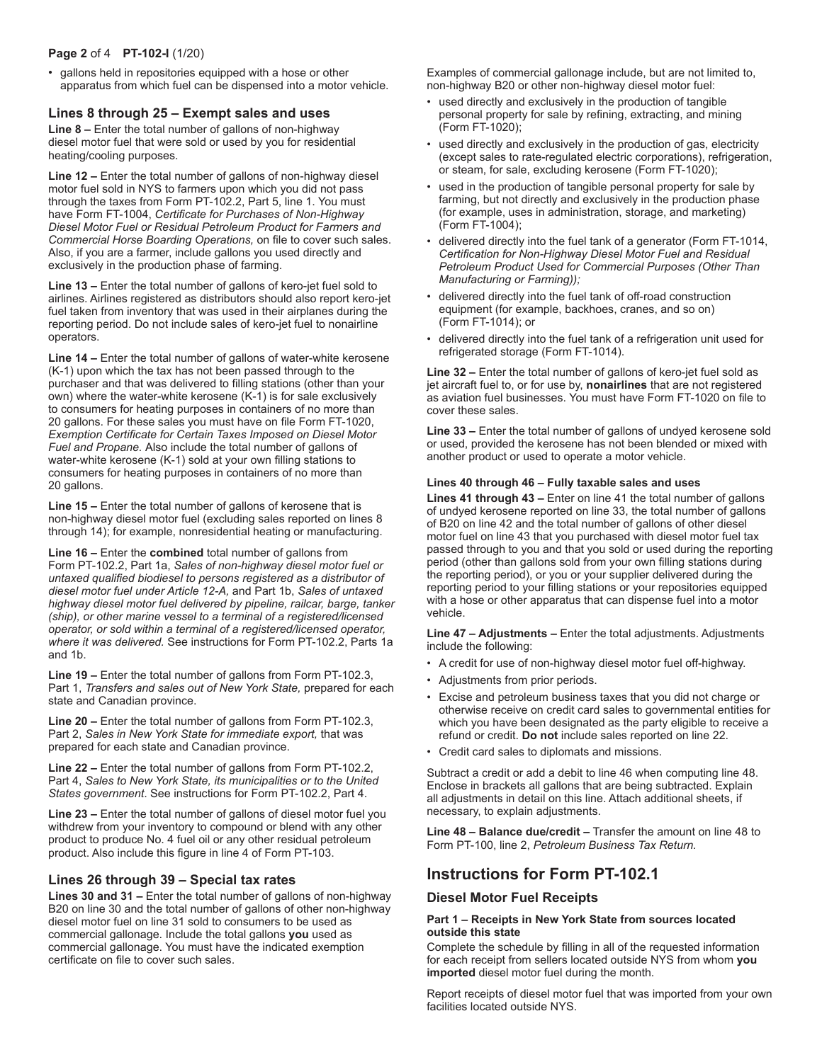- gallons held in repositories equipped with a hose or other apparatus from which fuel can be dispensed into a motor vehicle.

### Lines 8 through 25 – Exempt sales and uses

**Line 8 –** Enter the total number of gallons of non-highway diesel motor fuel that were sold or used by you for residential heating/cooling purposes.

**Line 12 –** Enter the total number of gallons of non-highway diesel motor fuel sold in NYS to farmers upon which you did not pass through the taxes from Form PT-102.2, Part 5, line 1. You must have Form FT-1004, *Certificate for Purchases of Non-Highway Diesel Motor Fuel or Residual Petroleum Product for Farmers and Commercial Horse Boarding Operations,* on file to cover such sales. Also, if you are a farmer, include gallons you used directly and exclusively in the production phase of farming.

**Line 13 –** Enter the total number of gallons of kero-jet fuel sold to airlines. Airlines registered as distributors should also report kero-jet fuel taken from inventory that was used in their airplanes during the reporting period. Do not include sales of kero-jet fuel to nonairline operators.

**Line 14 –** Enter the total number of gallons of water-white kerosene (K-1) upon which the tax has not been passed through to the purchaser and that was delivered to filling stations (other than your own) where the water-white kerosene (K-1) is for sale exclusively to consumers for heating purposes in containers of no more than 20 gallons. For these sales you must have on file Form FT-1020, *Exemption Certificate for Certain Taxes Imposed on Diesel Motor Fuel and Propane.* Also include the total number of gallons of water-white kerosene (K-1) sold at your own filling stations to consumers for heating purposes in containers of no more than 20 gallons.

**Line 15 –** Enter the total number of gallons of kerosene that is non-highway diesel motor fuel (excluding sales reported on lines 8 through 14); for example, nonresidential heating or manufacturing.

**Line 16 –** Enter the **combined** total number of gallons from Form PT-102.2, Part 1a, *Sales of non-highway diesel motor fuel or untaxed qualified biodiesel to persons registered as a distributor of diesel motor fuel under Article 12-A,* and Part 1b, *Sales of untaxed highway diesel motor fuel delivered by pipeline, railcar, barge, tanker (ship), or other marine vessel to a terminal of a registered/licensed operator, or sold within a terminal of a registered/licensed operator, where it was delivered.* See instructions for Form PT-102.2, Parts 1a and 1b.

**Line 19 –** Enter the total number of gallons from Form PT-102.3, Part 1, *Transfers and sales out of New York State,* prepared for each state and Canadian province.

**Line 20 –** Enter the total number of gallons from Form PT-102.3, Part 2, *Sales in New York State for immediate export,* that was prepared for each state and Canadian province.

**Line 22 –** Enter the total number of gallons from Form PT-102.2, Part 4, *Sales to New York State, its municipalities or to the United States government*. See instructions for Form PT-102.2, Part 4.

**Line 23 –** Enter the total number of gallons of diesel motor fuel you withdrew from your inventory to compound or blend with any other product to produce No. 4 fuel oil or any other residual petroleum product. Also include this figure in line 4 of Form PT-103.

### Lines 26 through 39 – Special tax rates

**Lines 30 and 31 –** Enter the total number of gallons of non-highway B20 on line 30 and the total number of gallons of other non-highway diesel motor fuel on line 31 sold to consumers to be used as commercial gallonage. Include the total gallons **you** used as commercial gallonage. You must have the indicated exemption certificate on file to cover such sales.

Examples of commercial gallonage include, but are not limited to, non-highway B20 or other non-highway diesel motor fuel:

- used directly and exclusively in the production of tangible personal property for sale by refining, extracting, and mining (Form FT-1020);
- used directly and exclusively in the production of gas, electricity (except sales to rate-regulated electric corporations), refrigeration, or steam, for sale, excluding kerosene (Form FT-1020);
- used in the production of tangible personal property for sale by farming, but not directly and exclusively in the production phase (for example, uses in administration, storage, and marketing) (Form FT-1004);
- delivered directly into the fuel tank of a generator (Form FT-1014, *Certification for Non-Highway Diesel Motor Fuel and Residual Petroleum Product Used for Commercial Purposes (Other Than Manufacturing or Farming));*
- delivered directly into the fuel tank of off-road construction equipment (for example, backhoes, cranes, and so on) (Form FT-1014); or
- delivered directly into the fuel tank of a refrigeration unit used for refrigerated storage (Form FT-1014).

**Line 32 –** Enter the total number of gallons of kero-jet fuel sold as jet aircraft fuel to, or for use by, **nonairlines** that are not registered as aviation fuel businesses. You must have Form FT-1020 on file to cover these sales.

**Line 33 –** Enter the total number of gallons of undyed kerosene sold or used, provided the kerosene has not been blended or mixed with another product or used to operate a motor vehicle.

#### Lines 40 through 46 – Fully taxable sales and uses

**Lines 41 through 43 –** Enter on line 41 the total number of gallons of undyed kerosene reported on line 33, the total number of gallons of B20 on line 42 and the total number of gallons of other diesel motor fuel on line 43 that you purchased with diesel motor fuel tax passed through to you and that you sold or used during the reporting period (other than gallons sold from your own filling stations during the reporting period), or you or your supplier delivered during the reporting period to your filling stations or your repositories equipped with a hose or other apparatus that can dispense fuel into a motor vehicle.

**Line 47 – Adjustments –** Enter the total adjustments. Adjustments include the following:

- A credit for use of non-highway diesel motor fuel off-highway.
- Adjustments from prior periods.
- Excise and petroleum business taxes that you did not charge or otherwise receive on credit card sales to governmental entities for which you have been designated as the party eligible to receive a refund or credit. **Do not** include sales reported on line 22.
- Credit card sales to diplomats and missions.

Subtract a credit or add a debit to line 46 when computing line 48. Enclose in brackets all gallons that are being subtracted. Explain all adjustments in detail on this line. Attach additional sheets, if necessary, to explain adjustments.

**Line 48 – Balance due/credit –** Transfer the amount on line 48 to Form PT-100, line 2, *Petroleum Business Tax Return.*

## Instructions for Form PT-102.1

### Diesel Motor Fuel Receipts

#### Part 1 – Receipts in New York State from sources located outside this state

Complete the schedule by filling in all of the requested information for each receipt from sellers located outside NYS from whom **you imported** diesel motor fuel during the month.

Report receipts of diesel motor fuel that was imported from your own facilities located outside NYS.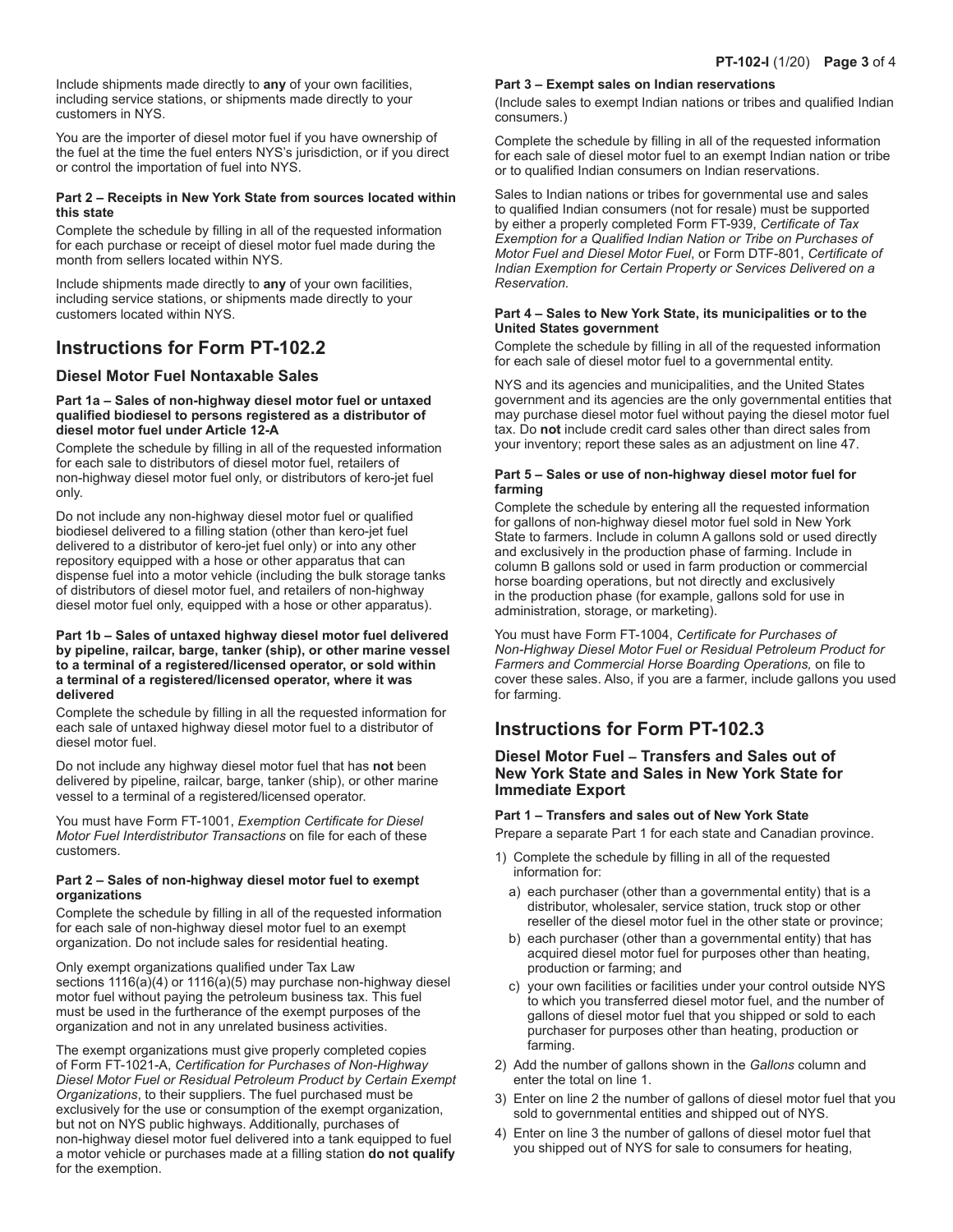Include shipments made directly to **any** of your own facilities, including service stations, or shipments made directly to your customers in NYS.

You are the importer of diesel motor fuel if you have ownership of the fuel at the time the fuel enters NYS's jurisdiction, or if you direct or control the importation of fuel into NYS.

#### Part 2 – Receipts in New York State from sources located within this state

Complete the schedule by filling in all of the requested information for each purchase or receipt of diesel motor fuel made during the month from sellers located within NYS.

Include shipments made directly to **any** of your own facilities, including service stations, or shipments made directly to your customers located within NYS.

## Instructions for Form PT-102.2

### Diesel Motor Fuel Nontaxable Sales

#### Part 1a – Sales of non-highway diesel motor fuel or untaxed qualified biodiesel to persons registered as a distributor of diesel motor fuel under Article 12-A

Complete the schedule by filling in all of the requested information for each sale to distributors of diesel motor fuel, retailers of non-highway diesel motor fuel only, or distributors of kero-jet fuel only.

Do not include any non-highway diesel motor fuel or qualified biodiesel delivered to a filling station (other than kero-jet fuel delivered to a distributor of kero-jet fuel only) or into any other repository equipped with a hose or other apparatus that can dispense fuel into a motor vehicle (including the bulk storage tanks of distributors of diesel motor fuel, and retailers of non-highway diesel motor fuel only, equipped with a hose or other apparatus).

#### Part 1b – Sales of untaxed highway diesel motor fuel delivered by pipeline, railcar, barge, tanker (ship), or other marine vessel to a terminal of a registered/licensed operator, or sold within a terminal of a registered/licensed operator, where it was delivered

Complete the schedule by filling in all the requested information for each sale of untaxed highway diesel motor fuel to a distributor of diesel motor fuel.

Do not include any highway diesel motor fuel that has **not** been delivered by pipeline, railcar, barge, tanker (ship), or other marine vessel to a terminal of a registered/licensed operator.

You must have Form FT-1001, *Exemption Certificate for Diesel Motor Fuel Interdistributor Transactions* on file for each of these customers.

#### Part 2 – Sales of non-highway diesel motor fuel to exempt organizations

Complete the schedule by filling in all of the requested information for each sale of non-highway diesel motor fuel to an exempt organization. Do not include sales for residential heating.

Only exempt organizations qualified under Tax Law sections 1116(a)(4) or 1116(a)(5) may purchase non-highway diesel motor fuel without paying the petroleum business tax. This fuel must be used in the furtherance of the exempt purposes of the organization and not in any unrelated business activities.

The exempt organizations must give properly completed copies of Form FT-1021-A, *Certification for Purchases of Non-Highway Diesel Motor Fuel or Residual Petroleum Product by Certain Exempt Organizations*, to their suppliers. The fuel purchased must be exclusively for the use or consumption of the exempt organization, but not on NYS public highways. Additionally, purchases of non-highway diesel motor fuel delivered into a tank equipped to fuel a motor vehicle or purchases made at a filling station **do not qualify** for the exemption.

#### Part 3 – Exempt sales on Indian reservations

(Include sales to exempt Indian nations or tribes and qualified Indian consumers.)

Complete the schedule by filling in all of the requested information for each sale of diesel motor fuel to an exempt Indian nation or tribe or to qualified Indian consumers on Indian reservations.

Sales to Indian nations or tribes for governmental use and sales to qualified Indian consumers (not for resale) must be supported by either a properly completed Form FT-939, *Certificate of Tax Exemption for a Qualified Indian Nation or Tribe on Purchases of Motor Fuel and Diesel Motor Fuel*, or Form DTF-801, *Certificate of Indian Exemption for Certain Property or Services Delivered on a Reservation.*

#### Part 4 – Sales to New York State, its municipalities or to the United States government

Complete the schedule by filling in all of the requested information for each sale of diesel motor fuel to a governmental entity.

NYS and its agencies and municipalities, and the United States government and its agencies are the only governmental entities that may purchase diesel motor fuel without paying the diesel motor fuel tax. Do **not** include credit card sales other than direct sales from your inventory; report these sales as an adjustment on line 47.

#### Part 5 – Sales or use of non-highway diesel motor fuel for farming

Complete the schedule by entering all the requested information for gallons of non-highway diesel motor fuel sold in New York State to farmers. Include in column A gallons sold or used directly and exclusively in the production phase of farming. Include in column B gallons sold or used in farm production or commercial horse boarding operations, but not directly and exclusively in the production phase (for example, gallons sold for use in administration, storage, or marketing).

You must have Form FT-1004, *Certificate for Purchases of Non-Highway Diesel Motor Fuel or Residual Petroleum Product for Farmers and Commercial Horse Boarding Operations,* on file to cover these sales. Also, if you are a farmer, include gallons you used for farming.

## Instructions for Form PT-102.3

### Diesel Motor Fuel – Transfers and Sales out of New York State and Sales in New York State for Immediate Export

#### Part 1 – Transfers and sales out of New York State

Prepare a separate Part 1 for each state and Canadian province.

1) Complete the schedule by filling in all of the requested information for:
   a) each purchaser (other than a governmental entity) that is a distributor, wholesaler, service station, truck stop or other reseller of the diesel motor fuel in the other state or province;
   b) each purchaser (other than a governmental entity) that has acquired diesel motor fuel for purposes other than heating, production or farming; and
   c) your own facilities or facilities under your control outside NYS to which you transferred diesel motor fuel, and the number of gallons of diesel motor fuel that you shipped or sold to each purchaser for purposes other than heating, production or farming.
2) Add the number of gallons shown in the *Gallons* column and enter the total on line 1.
3) Enter on line 2 the number of gallons of diesel motor fuel that you sold to governmental entities and shipped out of NYS.
4) Enter on line 3 the number of gallons of diesel motor fuel that you shipped out of NYS for sale to consumers for heating,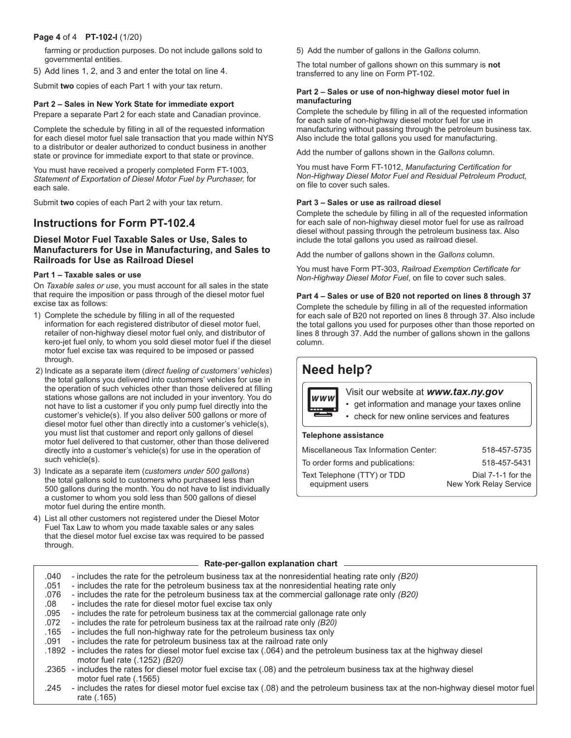farming or production purposes. Do not include gallons sold to governmental entities.

5) Add lines 1, 2, and 3 and enter the total on line 4.

Submit **two** copies of each Part 1 with your tax return.

#### Part 2 – Sales in New York State for immediate export

Prepare a separate Part 2 for each state and Canadian province.

Complete the schedule by filling in all of the requested information for each diesel motor fuel sale transaction that you made within NYS to a distributor or dealer authorized to conduct business in another state or province for immediate export to that state or province.

You must have received a properly completed Form FT-1003, *Statement of Exportation of Diesel Motor Fuel by Purchaser,* for each sale.

Submit **two** copies of each Part 2 with your tax return.

## Instructions for Form PT-102.4

### Diesel Motor Fuel Taxable Sales or Use, Sales to Manufacturers for Use in Manufacturing, and Sales to Railroads for Use as Railroad Diesel

#### Part 1 – Taxable sales or use

On *Taxable sales or use*, you must account for all sales in the state that require the imposition or pass through of the diesel motor fuel excise tax as follows:

1) Complete the schedule by filling in all of the requested information for each registered distributor of diesel motor fuel, retailer of non-highway diesel motor fuel only, and distributor of kero-jet fuel only, to whom you sold diesel motor fuel if the diesel motor fuel excise tax was required to be imposed or passed through.
2) Indicate as a separate item (*direct fueling of customers' vehicles*) the total gallons you delivered into customers' vehicles for use in the operation of such vehicles other than those delivered at filling stations whose gallons are not included in your inventory. You do not have to list a customer if you only pump fuel directly into the customer's vehicle(s). If you also deliver 500 gallons or more of diesel motor fuel other than directly into a customer's vehicle(s), you must list that customer and report only gallons of diesel motor fuel delivered to that customer, other than those delivered directly into a customer's vehicle(s) for use in the operation of such vehicle(s).
3) Indicate as a separate item (*customers under 500 gallons*) the total gallons sold to customers who purchased less than 500 gallons during the month. You do not have to list individually a customer to whom you sold less than 500 gallons of diesel motor fuel during the entire month.
4) List all other customers not registered under the Diesel Motor Fuel Tax Law to whom you made taxable sales or any sales that the diesel motor fuel excise tax was required to be passed through.
5) Add the number of gallons in the *Gallons* column.

The total number of gallons shown on this summary is **not** transferred to any line on Form PT-102.

#### Part 2 – Sales or use of non-highway diesel motor fuel in manufacturing

Complete the schedule by filling in all of the requested information for each sale of non-highway diesel motor fuel for use in manufacturing without passing through the petroleum business tax. Also include the total gallons you used for manufacturing.

Add the number of gallons shown in the *Gallons* column.

You must have Form FT-1012, *Manufacturing Certification for Non-Highway Diesel Motor Fuel and Residual Petroleum Product,* on file to cover such sales.

#### Part 3 – Sales or use as railroad diesel

Complete the schedule by filling in all of the requested information for each sale of non-highway diesel motor fuel for use as railroad diesel without passing through the petroleum business tax. Also include the total gallons you used as railroad diesel.

Add the number of gallons shown in the *Gallons* column.

You must have Form PT-303, *Railroad Exemption Certificate for Non-Highway Diesel Motor Fuel*, on file to cover such sales.

#### Part 4 – Sales or use of B20 not reported on lines 8 through 37

Complete the schedule by filling in all of the requested information for each sale of B20 not reported on lines 8 through 37. Also include the total gallons you used for purposes other than those reported on lines 8 through 37. Add the number of gallons shown in the gallons column.

## Need help?

Visit our website at ***www.tax.ny.gov***

- get information and manage your taxes online
- check for new online services and features

**Telephone assistance**

| | |
|---|---|
| Miscellaneous Tax Information Center: | 518-457-5735 |
| To order forms and publications: | 518-457-5431 |
| Text Telephone (TTY) or TDD equipment users | Dial 7-1-1 for the New York Relay Service |

#### Rate-per-gallon explanation chart

| | |
|---|---|
| .040 | - includes the rate for the petroleum business tax at the nonresidential heating rate only *(B20)* |
| .051 | - includes the rate for the petroleum business tax at the nonresidential heating rate only |
| .076 | - includes the rate for the petroleum business tax at the commercial gallonage rate only *(B20)* |
| .08 | - includes the rate for diesel motor fuel excise tax only |
| .095 | - includes the rate for petroleum business tax at the commercial gallonage rate only |
| .072 | - includes the rate for petroleum business tax at the railroad rate only *(B20)* |
| .165 | - includes the full non-highway rate for the petroleum business tax only |
| .091 | - includes the rate for petroleum business tax at the railroad rate only |
| .1892 | - includes the rates for diesel motor fuel excise tax (.064) and the petroleum business tax at the highway diesel motor fuel rate (.1252) *(B20)* |
| .2365 | - includes the rates for diesel motor fuel excise tax (.08) and the petroleum business tax at the highway diesel motor fuel rate (.1565) |
| .245 | - includes the rates for diesel motor fuel excise tax (.08) and the petroleum business tax at the non-highway diesel motor fuel rate (.165) |